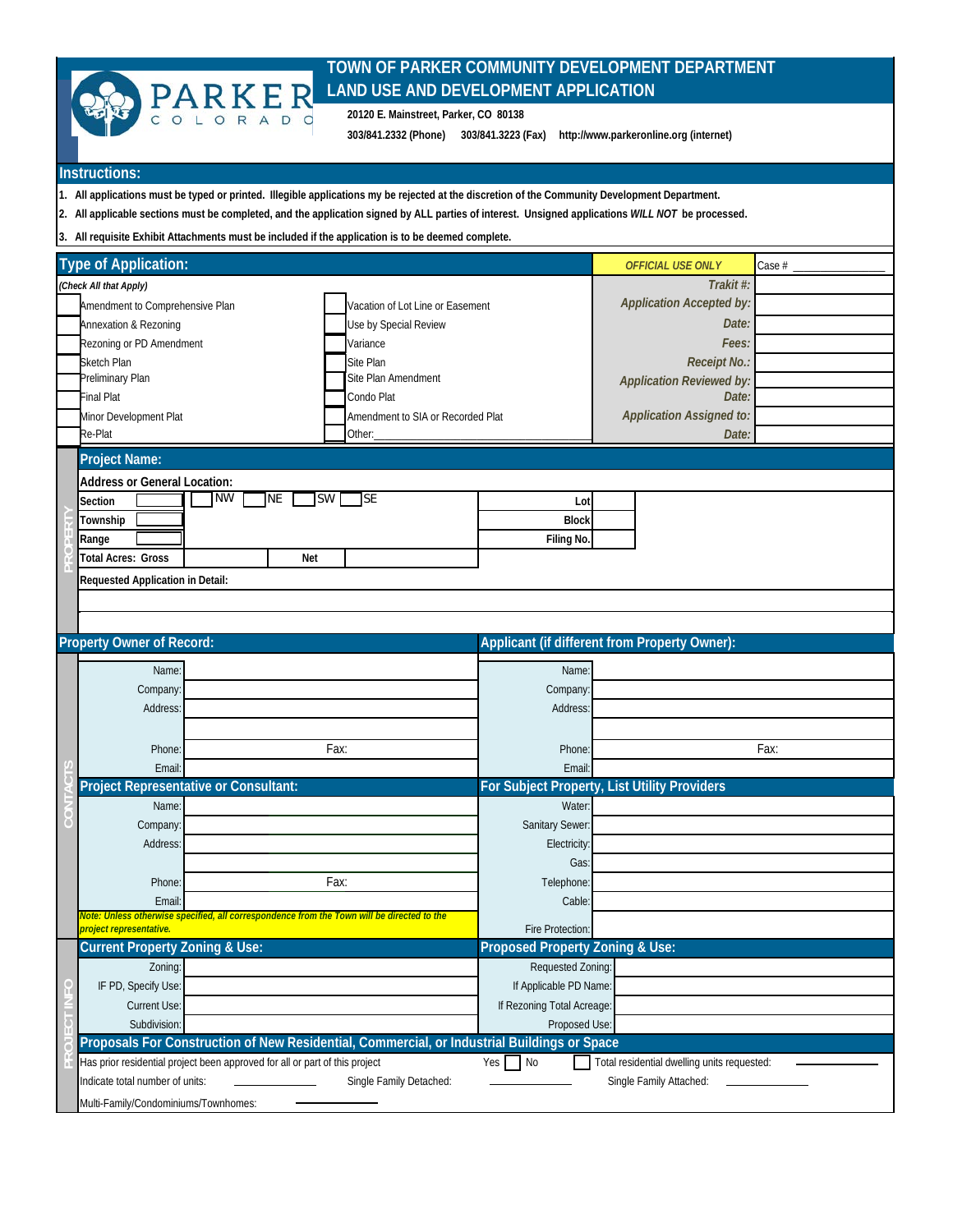# TOWN OF PARKER COMMUNITY DEVELOPMENT DEPARTMENT
# LAND USE AND DEVELOPMENT APPLICATION

**20120 E. Mainstreet, Parker, CO 80138**

**303/841.2332 (Phone) 303/841.3223 (Fax) http://www.parkeronline.org (internet)**

## Instructions:

1. All applications must be typed or printed. Illegible applications my be rejected at the discretion of the Community Development Department.
2. All applicable sections must be completed, and the application signed by ALL parties of interest. Unsigned applications *WILL NOT* be processed.
3. All requisite Exhibit Attachments must be included if the application is to be deemed complete.

## Type of Application:

*(Check All that Apply)*

| | | | | *OFFICIAL USE ONLY* | Case # ______________ |
|---|---|---|---|---|---|
| ☐ | Amendment to Comprehensive Plan | ☐ | Vacation of Lot Line or Easement | *Trakit #:* | |
| ☐ | Annexation & Rezoning | ☐ | Use by Special Review | *Application Accepted by:* | |
| ☐ | Rezoning or PD Amendment | ☐ | Variance | *Date:* | |
| ☐ | Sketch Plan | ☐ | Site Plan | *Fees:* | |
| ☐ | Preliminary Plan | ☐ | Site Plan Amendment | *Receipt No.:* | |
| ☐ | Final Plat | ☐ | Condo Plat | *Application Reviewed by:* | |
| ☐ | Minor Development Plat | ☐ | Amendment to SIA or Recorded Plat | *Date:* | |
| ☐ | Re-Plat | ☐ | Other:________________ | *Application Assigned to:* | |
| | | | | *Date:* | |

## PROPERTY

### Project Name:

**Address or General Location:**

| | | | |
|---|---|---|---|
| **Section** | ☐ ☐ NW ☐ NE ☐ SW ☐ SE | **Lot** | |
| **Township** | ☐ | **Block** | |
| **Range** | ☐ | **Filing No.** | |
| **Total Acres: Gross** | **Net** | | |

**Requested Application in Detail:**

## CONTACTS

| Property Owner of Record: | | Applicant (if different from Property Owner): | |
|---|---|---|---|
| Name: | | Name: | |
| Company: | | Company: | |
| Address: | | Address: | |
| | | | |
| Phone: | Fax: | Phone: | Fax: |
| Email: | | Email: | |

| Project Representative or Consultant: | | For Subject Property, List Utility Providers | |
|---|---|---|---|
| Name: | | Water: | |
| Company: | | Sanitary Sewer: | |
| Address: | | Electricity: | |
| | | Gas: | |
| Phone: | Fax: | Telephone: | |
| Email: | | Cable: | |
| *Note: Unless otherwise specified, all correspondence from the Town will be directed to the project representative.* | | Fire Protection: | |

## PROJECT INFO

| Current Property Zoning & Use: | | Proposed Property Zoning & Use: | |
|---|---|---|---|
| Zoning: | | Requested Zoning: | |
| IF PD, Specify Use: | | If Applicable PD Name: | |
| Current Use: | | If Rezoning Total Acreage: | |
| Subdivision: | | Proposed Use: | |

### Proposals For Construction of New Residential, Commercial, or Industrial Buildings or Space

Has prior residential project been approved for all or part of this project Yes ☐ No ☐ Total residential dwelling units requested: ____________

Indicate total number of units: ____________ Single Family Detached: ____________ Single Family Attached: ____________

Multi-Family/Condominiums/Townhomes: ____________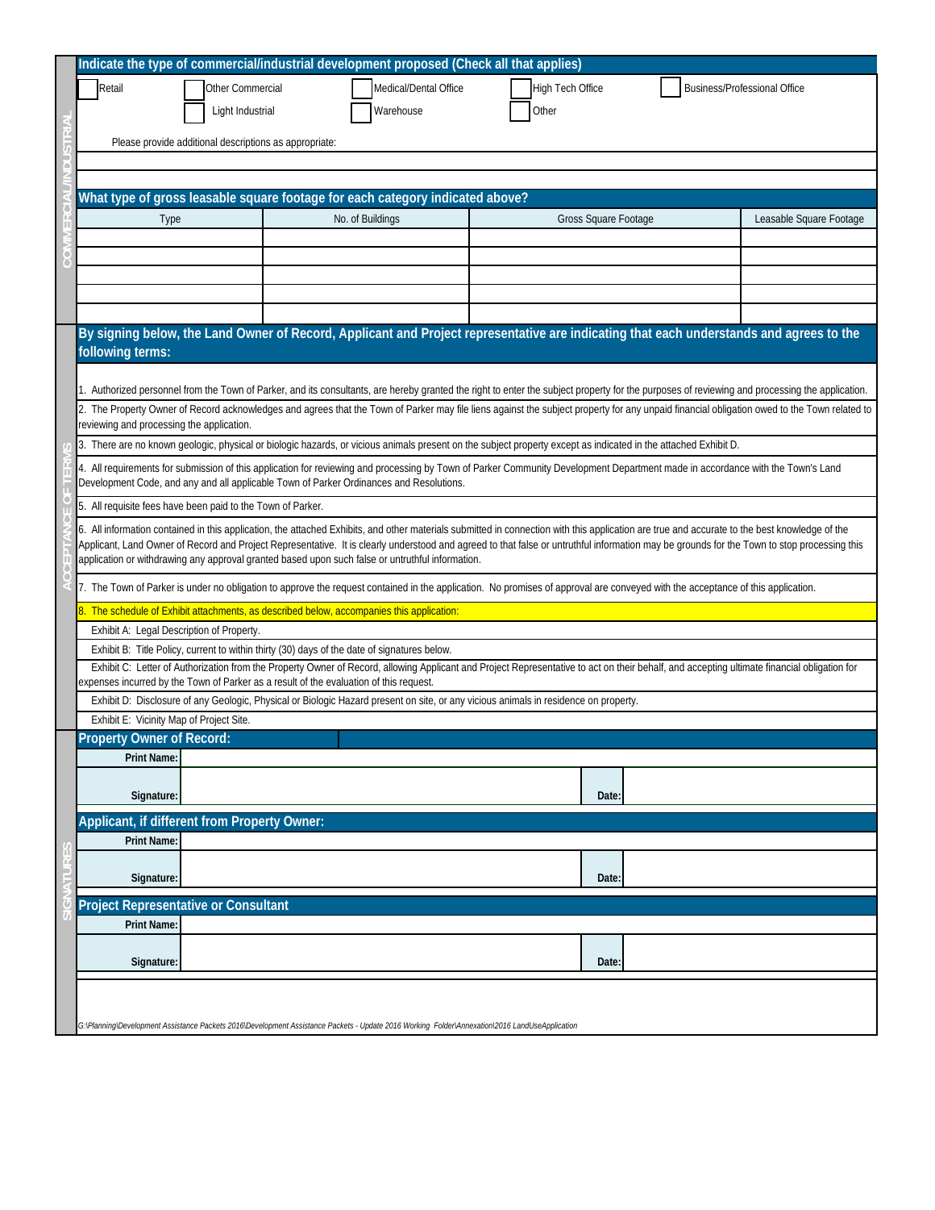## Indicate the type of commercial/industrial development proposed (Check all that applies)

☐ Retail ☐ Other Commercial ☐ Medical/Dental Office ☐ High Tech Office ☐ Business/Professional Office

☐ Light Industrial ☐ Warehouse ☐ Other

Please provide additional descriptions as appropriate:

## What type of gross leasable square footage for each category indicated above?

| Type | No. of Buildings | Gross Square Footage | Leasable Square Footage |
|---|---|---|---|
| | | | |
| | | | |
| | | | |
| | | | |
| | | | |

## By signing below, the Land Owner of Record, Applicant and Project representative are indicating that each understands and agrees to the following terms:

1. Authorized personnel from the Town of Parker, and its consultants, are hereby granted the right to enter the subject property for the purposes of reviewing and processing the application.
2. The Property Owner of Record acknowledges and agrees that the Town of Parker may file liens against the subject property for any unpaid financial obligation owed to the Town related to reviewing and processing the application.
3. There are no known geologic, physical or biologic hazards, or vicious animals present on the subject property except as indicated in the attached Exhibit D.
4. All requirements for submission of this application for reviewing and processing by Town of Parker Community Development Department made in accordance with the Town's Land Development Code, and any and all applicable Town of Parker Ordinances and Resolutions.
5. All requisite fees have been paid to the Town of Parker.
6. All information contained in this application, the attached Exhibits, and other materials submitted in connection with this application are true and accurate to the best knowledge of the Applicant, Land Owner of Record and Project Representative. It is clearly understood and agreed to that false or untruthful information may be grounds for the Town to stop processing this application or withdrawing any approval granted based upon such false or untruthful information.
7. The Town of Parker is under no obligation to approve the request contained in the application. No promises of approval are conveyed with the acceptance of this application.
8. The schedule of Exhibit attachments, as described below, accompanies this application:

Exhibit A: Legal Description of Property.

Exhibit B: Title Policy, current to within thirty (30) days of the date of signatures below.

Exhibit C: Letter of Authorization from the Property Owner of Record, allowing Applicant and Project Representative to act on their behalf, and accepting ultimate financial obligation for expenses incurred by the Town of Parker as a result of the evaluation of this request.

Exhibit D: Disclosure of any Geologic, Physical or Biologic Hazard present on site, or any vicious animals in residence on property.

Exhibit E: Vicinity Map of Project Site.

## Property Owner of Record:

Print Name:

Signature: Date:

## Applicant, if different from Property Owner:

Print Name:

Signature: Date:

## Project Representative or Consultant

Print Name:

Signature: Date:

*G:\Planning\Development Assistance Packets 2016\Development Assistance Packets - Update 2016 Working Folder\Annexation\2016 LandUseApplication*